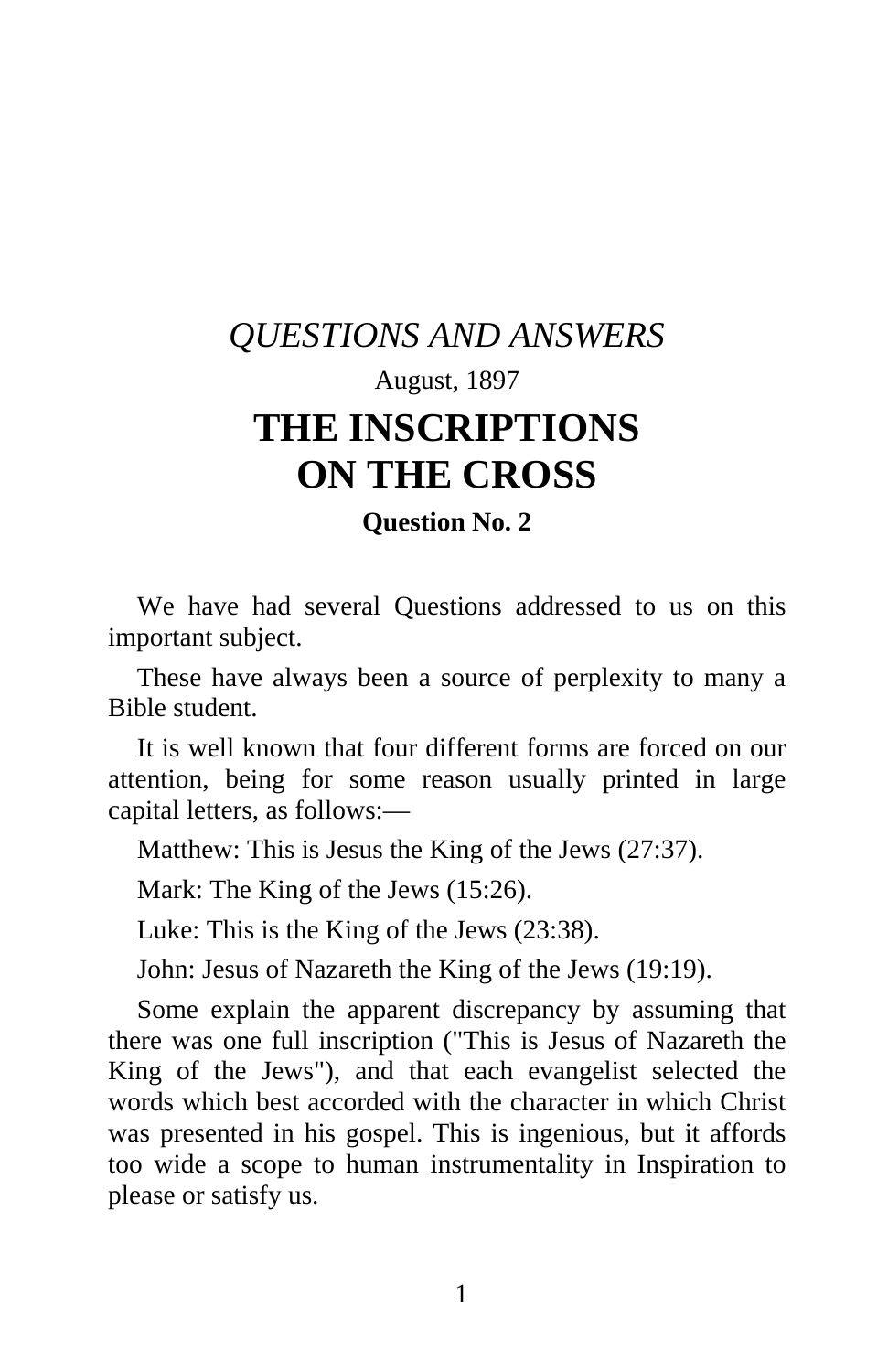*QUESTIONS AND ANSWERS*

August, 1897

# THE INSCRIPTIONS ON THE CROSS

**Question No. 2**

We have had several Questions addressed to us on this important subject.

These have always been a source of perplexity to many a Bible student.

It is well known that four different forms are forced on our attention, being for some reason usually printed in large capital letters, as follows:—

Matthew: This is Jesus the King of the Jews (27:37).

Mark: The King of the Jews (15:26).

Luke: This is the King of the Jews (23:38).

John: Jesus of Nazareth the King of the Jews (19:19).

Some explain the apparent discrepancy by assuming that there was one full inscription ("This is Jesus of Nazareth the King of the Jews"), and that each evangelist selected the words which best accorded with the character in which Christ was presented in his gospel. This is ingenious, but it affords too wide a scope to human instrumentality in Inspiration to please or satisfy us.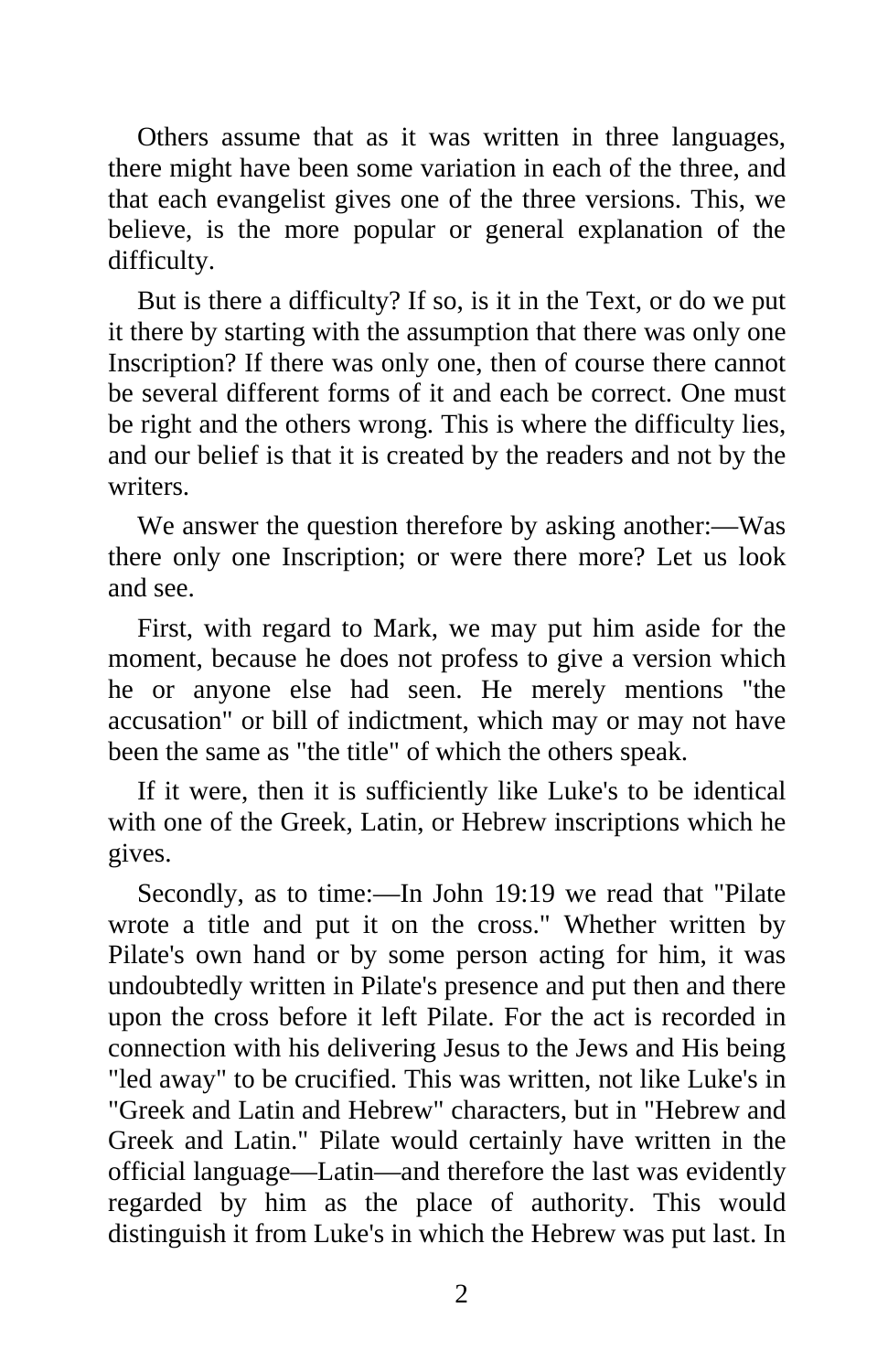Others assume that as it was written in three languages, there might have been some variation in each of the three, and that each evangelist gives one of the three versions. This, we believe, is the more popular or general explanation of the difficulty.

But is there a difficulty? If so, is it in the Text, or do we put it there by starting with the assumption that there was only one Inscription? If there was only one, then of course there cannot be several different forms of it and each be correct. One must be right and the others wrong. This is where the difficulty lies, and our belief is that it is created by the readers and not by the writers.

We answer the question therefore by asking another:—Was there only one Inscription; or were there more? Let us look and see.

First, with regard to Mark, we may put him aside for the moment, because he does not profess to give a version which he or anyone else had seen. He merely mentions "the accusation" or bill of indictment, which may or may not have been the same as "the title" of which the others speak.

If it were, then it is sufficiently like Luke's to be identical with one of the Greek, Latin, or Hebrew inscriptions which he gives.

Secondly, as to time:—In John 19:19 we read that "Pilate wrote a title and put it on the cross." Whether written by Pilate's own hand or by some person acting for him, it was undoubtedly written in Pilate's presence and put then and there upon the cross before it left Pilate. For the act is recorded in connection with his delivering Jesus to the Jews and His being "led away" to be crucified. This was written, not like Luke's in "Greek and Latin and Hebrew" characters, but in "Hebrew and Greek and Latin." Pilate would certainly have written in the official language—Latin—and therefore the last was evidently regarded by him as the place of authority. This would distinguish it from Luke's in which the Hebrew was put last. In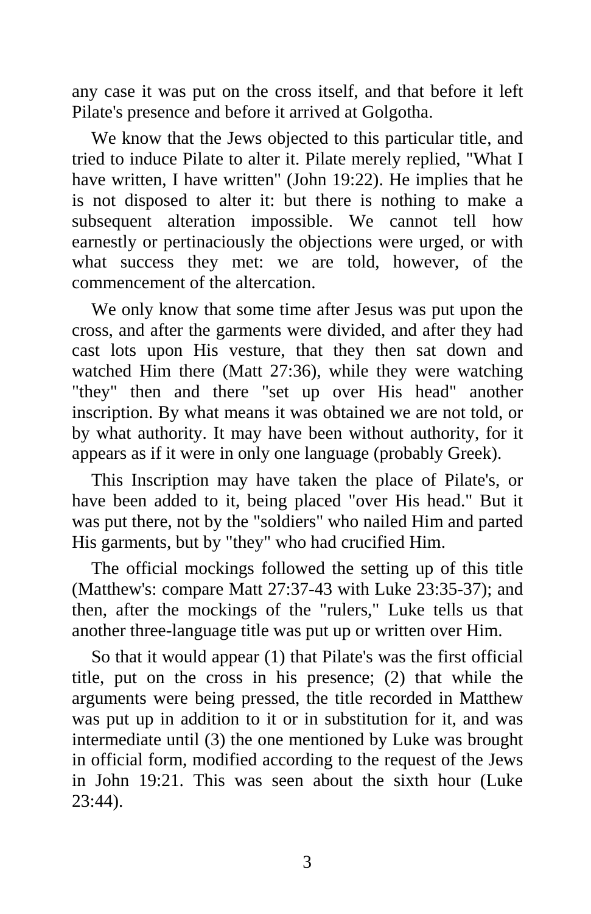any case it was put on the cross itself, and that before it left Pilate's presence and before it arrived at Golgotha.

We know that the Jews objected to this particular title, and tried to induce Pilate to alter it. Pilate merely replied, "What I have written, I have written" (John 19:22). He implies that he is not disposed to alter it: but there is nothing to make a subsequent alteration impossible. We cannot tell how earnestly or pertinaciously the objections were urged, or with what success they met: we are told, however, of the commencement of the altercation.

We only know that some time after Jesus was put upon the cross, and after the garments were divided, and after they had cast lots upon His vesture, that they then sat down and watched Him there (Matt 27:36), while they were watching "they" then and there "set up over His head" another inscription. By what means it was obtained we are not told, or by what authority. It may have been without authority, for it appears as if it were in only one language (probably Greek).

This Inscription may have taken the place of Pilate's, or have been added to it, being placed "over His head." But it was put there, not by the "soldiers" who nailed Him and parted His garments, but by "they" who had crucified Him.

The official mockings followed the setting up of this title (Matthew's: compare Matt 27:37-43 with Luke 23:35-37); and then, after the mockings of the "rulers," Luke tells us that another three-language title was put up or written over Him.

So that it would appear (1) that Pilate's was the first official title, put on the cross in his presence; (2) that while the arguments were being pressed, the title recorded in Matthew was put up in addition to it or in substitution for it, and was intermediate until (3) the one mentioned by Luke was brought in official form, modified according to the request of the Jews in John 19:21. This was seen about the sixth hour (Luke 23:44).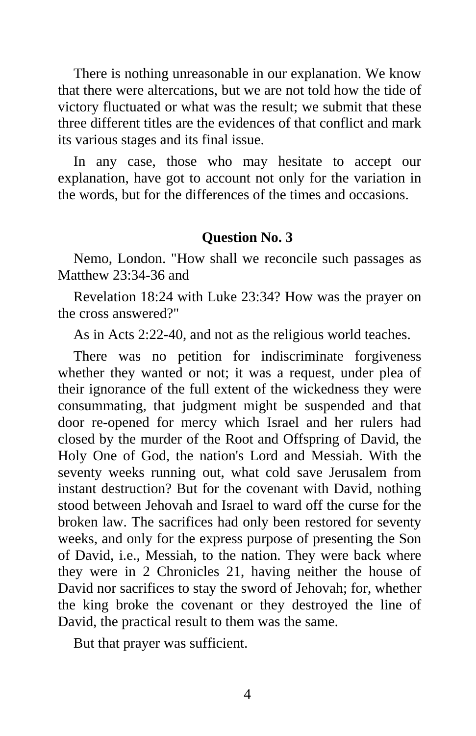There is nothing unreasonable in our explanation. We know that there were altercations, but we are not told how the tide of victory fluctuated or what was the result; we submit that these three different titles are the evidences of that conflict and mark its various stages and its final issue.

In any case, those who may hesitate to accept our explanation, have got to account not only for the variation in the words, but for the differences of the times and occasions.

### Question No. 3

Nemo, London. "How shall we reconcile such passages as Matthew 23:34-36 and

Revelation 18:24 with Luke 23:34? How was the prayer on the cross answered?"

As in Acts 2:22-40, and not as the religious world teaches.

There was no petition for indiscriminate forgiveness whether they wanted or not; it was a request, under plea of their ignorance of the full extent of the wickedness they were consummating, that judgment might be suspended and that door re-opened for mercy which Israel and her rulers had closed by the murder of the Root and Offspring of David, the Holy One of God, the nation's Lord and Messiah. With the seventy weeks running out, what cold save Jerusalem from instant destruction? But for the covenant with David, nothing stood between Jehovah and Israel to ward off the curse for the broken law. The sacrifices had only been restored for seventy weeks, and only for the express purpose of presenting the Son of David, i.e., Messiah, to the nation. They were back where they were in 2 Chronicles 21, having neither the house of David nor sacrifices to stay the sword of Jehovah; for, whether the king broke the covenant or they destroyed the line of David, the practical result to them was the same.

But that prayer was sufficient.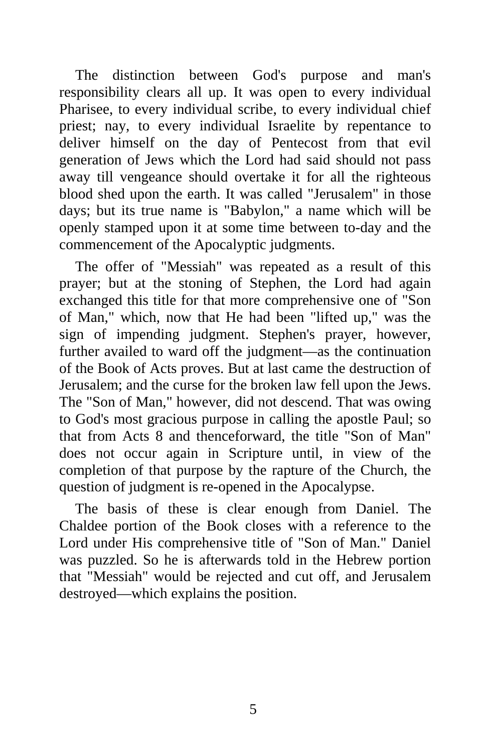The distinction between God's purpose and man's responsibility clears all up. It was open to every individual Pharisee, to every individual scribe, to every individual chief priest; nay, to every individual Israelite by repentance to deliver himself on the day of Pentecost from that evil generation of Jews which the Lord had said should not pass away till vengeance should overtake it for all the righteous blood shed upon the earth. It was called "Jerusalem" in those days; but its true name is "Babylon," a name which will be openly stamped upon it at some time between to-day and the commencement of the Apocalyptic judgments.

The offer of "Messiah" was repeated as a result of this prayer; but at the stoning of Stephen, the Lord had again exchanged this title for that more comprehensive one of "Son of Man," which, now that He had been "lifted up," was the sign of impending judgment. Stephen's prayer, however, further availed to ward off the judgment—as the continuation of the Book of Acts proves. But at last came the destruction of Jerusalem; and the curse for the broken law fell upon the Jews. The "Son of Man," however, did not descend. That was owing to God's most gracious purpose in calling the apostle Paul; so that from Acts 8 and thenceforward, the title "Son of Man" does not occur again in Scripture until, in view of the completion of that purpose by the rapture of the Church, the question of judgment is re-opened in the Apocalypse.

The basis of these is clear enough from Daniel. The Chaldee portion of the Book closes with a reference to the Lord under His comprehensive title of "Son of Man." Daniel was puzzled. So he is afterwards told in the Hebrew portion that "Messiah" would be rejected and cut off, and Jerusalem destroyed—which explains the position.